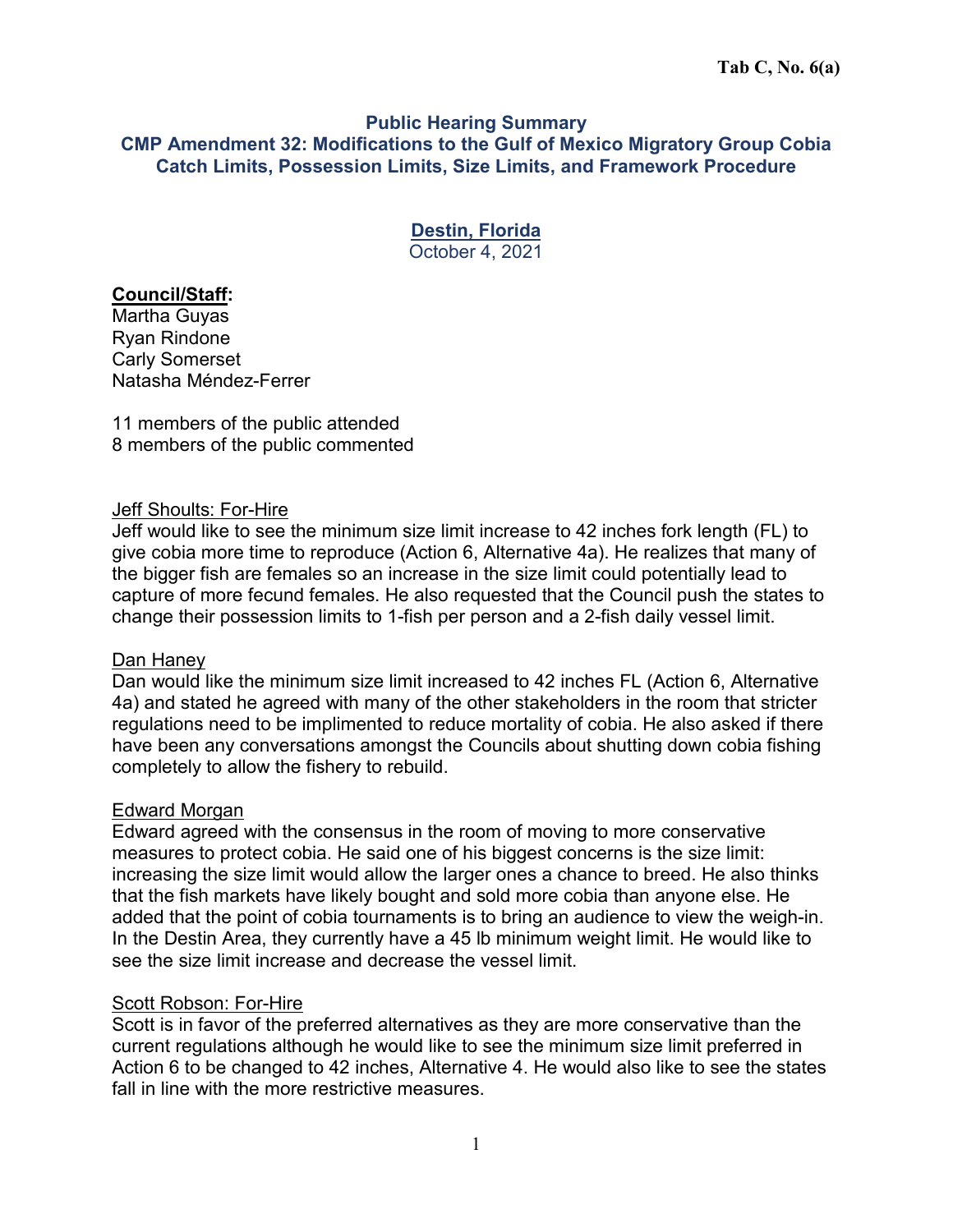**Tab C, No. 6(a)**

# Public Hearing Summary

## CMP Amendment 32: Modifications to the Gulf of Mexico Migratory Group Cobia Catch Limits, Possession Limits, Size Limits, and Framework Procedure

### Destin, Florida

October 4, 2021

**Council/Staff:**
Martha Guyas
Ryan Rindone
Carly Somerset
Natasha Méndez-Ferrer

11 members of the public attended
8 members of the public commented

Jeff Shoults: For-Hire
Jeff would like to see the minimum size limit increase to 42 inches fork length (FL) to give cobia more time to reproduce (Action 6, Alternative 4a). He realizes that many of the bigger fish are females so an increase in the size limit could potentially lead to capture of more fecund females. He also requested that the Council push the states to change their possession limits to 1-fish per person and a 2-fish daily vessel limit.

Dan Haney
Dan would like the minimum size limit increased to 42 inches FL (Action 6, Alternative 4a) and stated he agreed with many of the other stakeholders in the room that stricter regulations need to be implimented to reduce mortality of cobia. He also asked if there have been any conversations amongst the Councils about shutting down cobia fishing completely to allow the fishery to rebuild.

Edward Morgan
Edward agreed with the consensus in the room of moving to more conservative measures to protect cobia. He said one of his biggest concerns is the size limit: increasing the size limit would allow the larger ones a chance to breed. He also thinks that the fish markets have likely bought and sold more cobia than anyone else. He added that the point of cobia tournaments is to bring an audience to view the weigh-in. In the Destin Area, they currently have a 45 lb minimum weight limit. He would like to see the size limit increase and decrease the vessel limit.

Scott Robson: For-Hire
Scott is in favor of the preferred alternatives as they are more conservative than the current regulations although he would like to see the minimum size limit preferred in Action 6 to be changed to 42 inches, Alternative 4. He would also like to see the states fall in line with the more restrictive measures.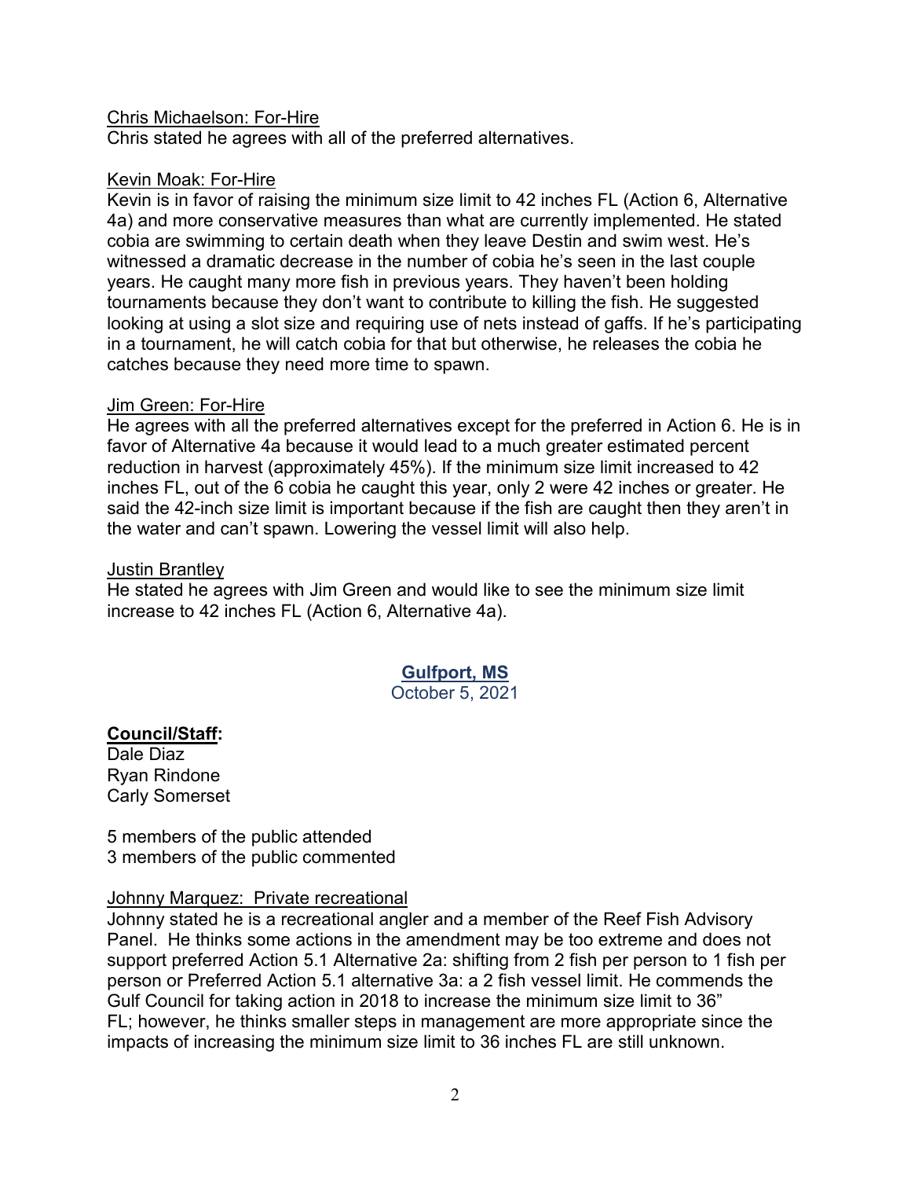Chris Michaelson: For-Hire

Chris stated he agrees with all of the preferred alternatives.

Kevin Moak: For-Hire

Kevin is in favor of raising the minimum size limit to 42 inches FL (Action 6, Alternative 4a) and more conservative measures than what are currently implemented. He stated cobia are swimming to certain death when they leave Destin and swim west. He's witnessed a dramatic decrease in the number of cobia he's seen in the last couple years. He caught many more fish in previous years. They haven't been holding tournaments because they don't want to contribute to killing the fish. He suggested looking at using a slot size and requiring use of nets instead of gaffs. If he's participating in a tournament, he will catch cobia for that but otherwise, he releases the cobia he catches because they need more time to spawn.

Jim Green: For-Hire

He agrees with all the preferred alternatives except for the preferred in Action 6. He is in favor of Alternative 4a because it would lead to a much greater estimated percent reduction in harvest (approximately 45%). If the minimum size limit increased to 42 inches FL, out of the 6 cobia he caught this year, only 2 were 42 inches or greater. He said the 42-inch size limit is important because if the fish are caught then they aren't in the water and can't spawn. Lowering the vessel limit will also help.

Justin Brantley

He stated he agrees with Jim Green and would like to see the minimum size limit increase to 42 inches FL (Action 6, Alternative 4a).

## Gulfport, MS

October 5, 2021

**Council/Staff:**

Dale Diaz
Ryan Rindone
Carly Somerset

5 members of the public attended
3 members of the public commented

Johnny Marquez: Private recreational

Johnny stated he is a recreational angler and a member of the Reef Fish Advisory Panel. He thinks some actions in the amendment may be too extreme and does not support preferred Action 5.1 Alternative 2a: shifting from 2 fish per person to 1 fish per person or Preferred Action 5.1 alternative 3a: a 2 fish vessel limit. He commends the Gulf Council for taking action in 2018 to increase the minimum size limit to 36" FL; however, he thinks smaller steps in management are more appropriate since the impacts of increasing the minimum size limit to 36 inches FL are still unknown.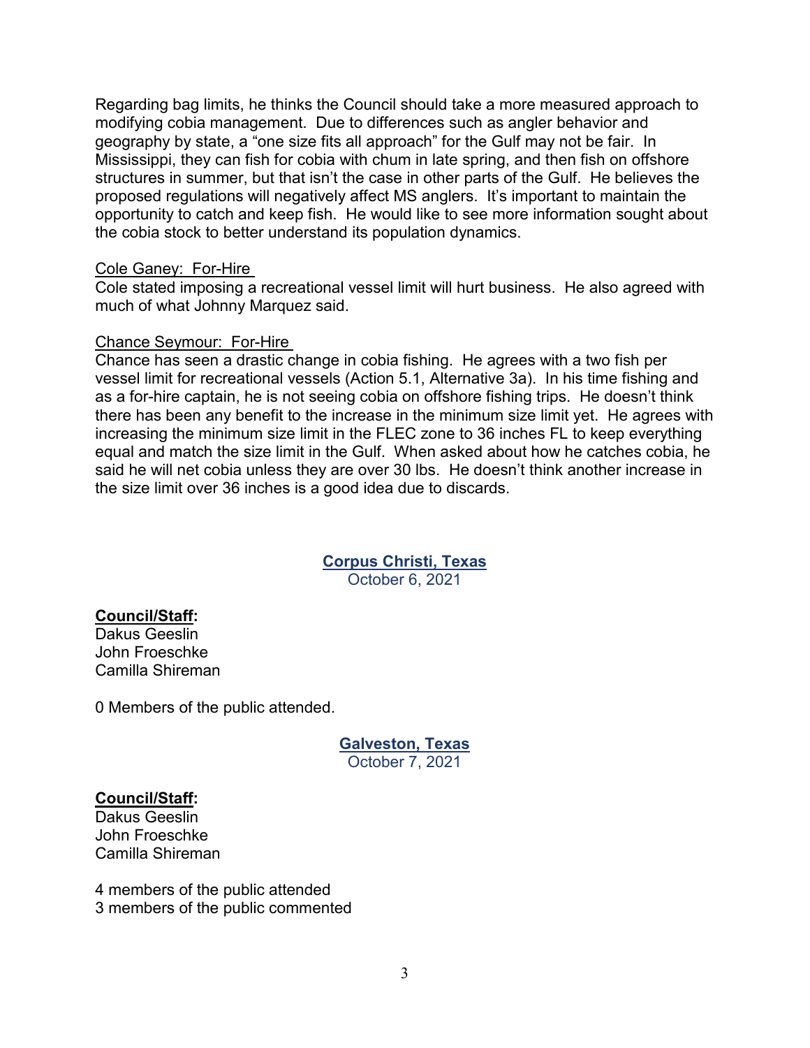Regarding bag limits, he thinks the Council should take a more measured approach to modifying cobia management. Due to differences such as angler behavior and geography by state, a "one size fits all approach" for the Gulf may not be fair. In Mississippi, they can fish for cobia with chum in late spring, and then fish on offshore structures in summer, but that isn't the case in other parts of the Gulf. He believes the proposed regulations will negatively affect MS anglers. It's important to maintain the opportunity to catch and keep fish. He would like to see more information sought about the cobia stock to better understand its population dynamics.

Cole Ganey: For-Hire

Cole stated imposing a recreational vessel limit will hurt business. He also agreed with much of what Johnny Marquez said.

Chance Seymour: For-Hire

Chance has seen a drastic change in cobia fishing. He agrees with a two fish per vessel limit for recreational vessels (Action 5.1, Alternative 3a). In his time fishing and as a for-hire captain, he is not seeing cobia on offshore fishing trips. He doesn't think there has been any benefit to the increase in the minimum size limit yet. He agrees with increasing the minimum size limit in the FLEC zone to 36 inches FL to keep everything equal and match the size limit in the Gulf. When asked about how he catches cobia, he said he will net cobia unless they are over 30 lbs. He doesn't think another increase in the size limit over 36 inches is a good idea due to discards.

## Corpus Christi, Texas

October 6, 2021

**Council/Staff:**

Dakus Geeslin
John Froeschke
Camilla Shireman

0 Members of the public attended.

## Galveston, Texas

October 7, 2021

**Council/Staff:**

Dakus Geeslin
John Froeschke
Camilla Shireman

4 members of the public attended
3 members of the public commented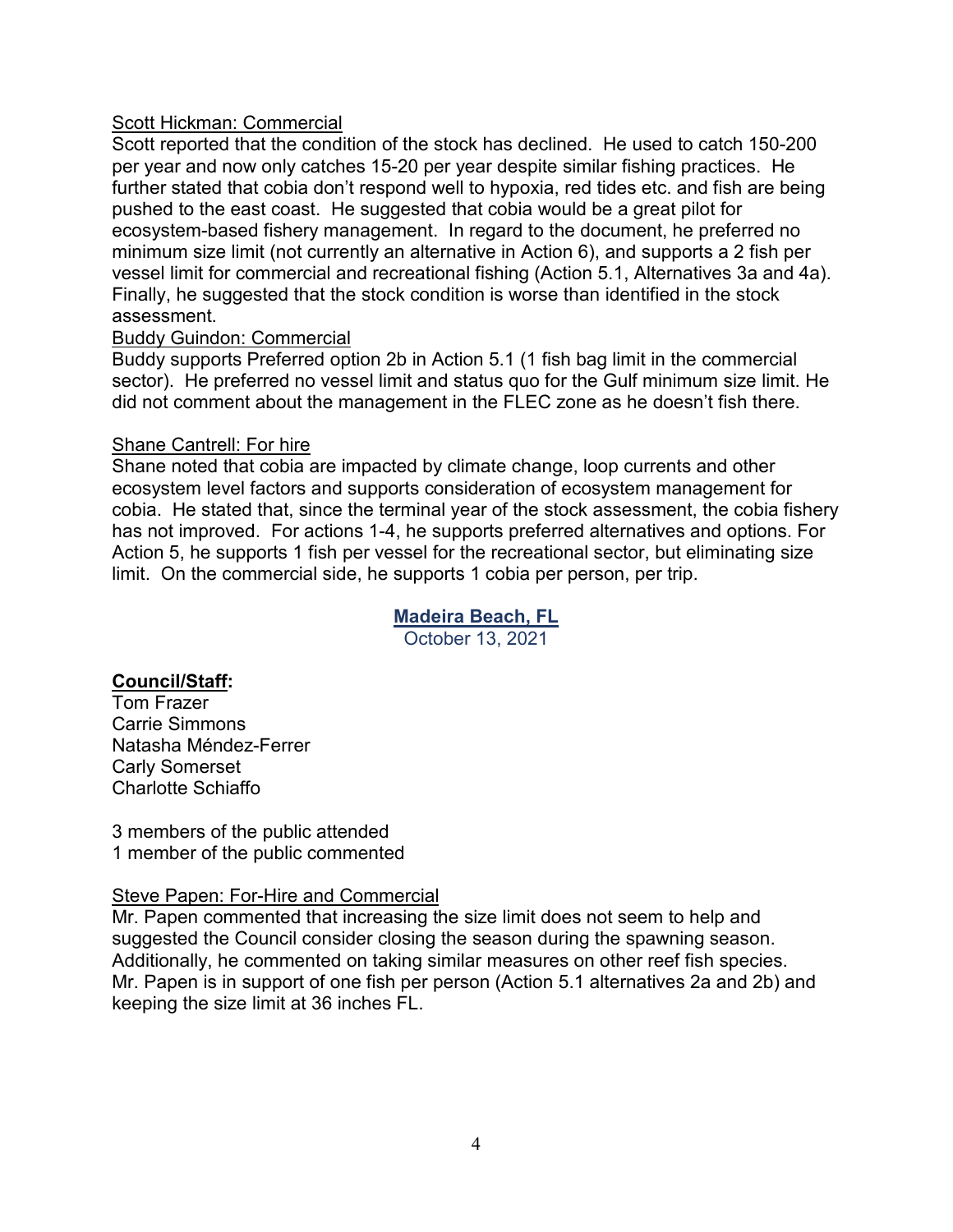Scott Hickman: Commercial

Scott reported that the condition of the stock has declined. He used to catch 150-200 per year and now only catches 15-20 per year despite similar fishing practices. He further stated that cobia don't respond well to hypoxia, red tides etc. and fish are being pushed to the east coast. He suggested that cobia would be a great pilot for ecosystem-based fishery management. In regard to the document, he preferred no minimum size limit (not currently an alternative in Action 6), and supports a 2 fish per vessel limit for commercial and recreational fishing (Action 5.1, Alternatives 3a and 4a). Finally, he suggested that the stock condition is worse than identified in the stock assessment.

Buddy Guindon: Commercial

Buddy supports Preferred option 2b in Action 5.1 (1 fish bag limit in the commercial sector). He preferred no vessel limit and status quo for the Gulf minimum size limit. He did not comment about the management in the FLEC zone as he doesn't fish there.

Shane Cantrell: For hire

Shane noted that cobia are impacted by climate change, loop currents and other ecosystem level factors and supports consideration of ecosystem management for cobia. He stated that, since the terminal year of the stock assessment, the cobia fishery has not improved. For actions 1-4, he supports preferred alternatives and options. For Action 5, he supports 1 fish per vessel for the recreational sector, but eliminating size limit. On the commercial side, he supports 1 cobia per person, per trip.

## Madeira Beach, FL

October 13, 2021

**Council/Staff:**

Tom Frazer
Carrie Simmons
Natasha Méndez-Ferrer
Carly Somerset
Charlotte Schiaffo

3 members of the public attended
1 member of the public commented

Steve Papen: For-Hire and Commercial

Mr. Papen commented that increasing the size limit does not seem to help and suggested the Council consider closing the season during the spawning season. Additionally, he commented on taking similar measures on other reef fish species. Mr. Papen is in support of one fish per person (Action 5.1 alternatives 2a and 2b) and keeping the size limit at 36 inches FL.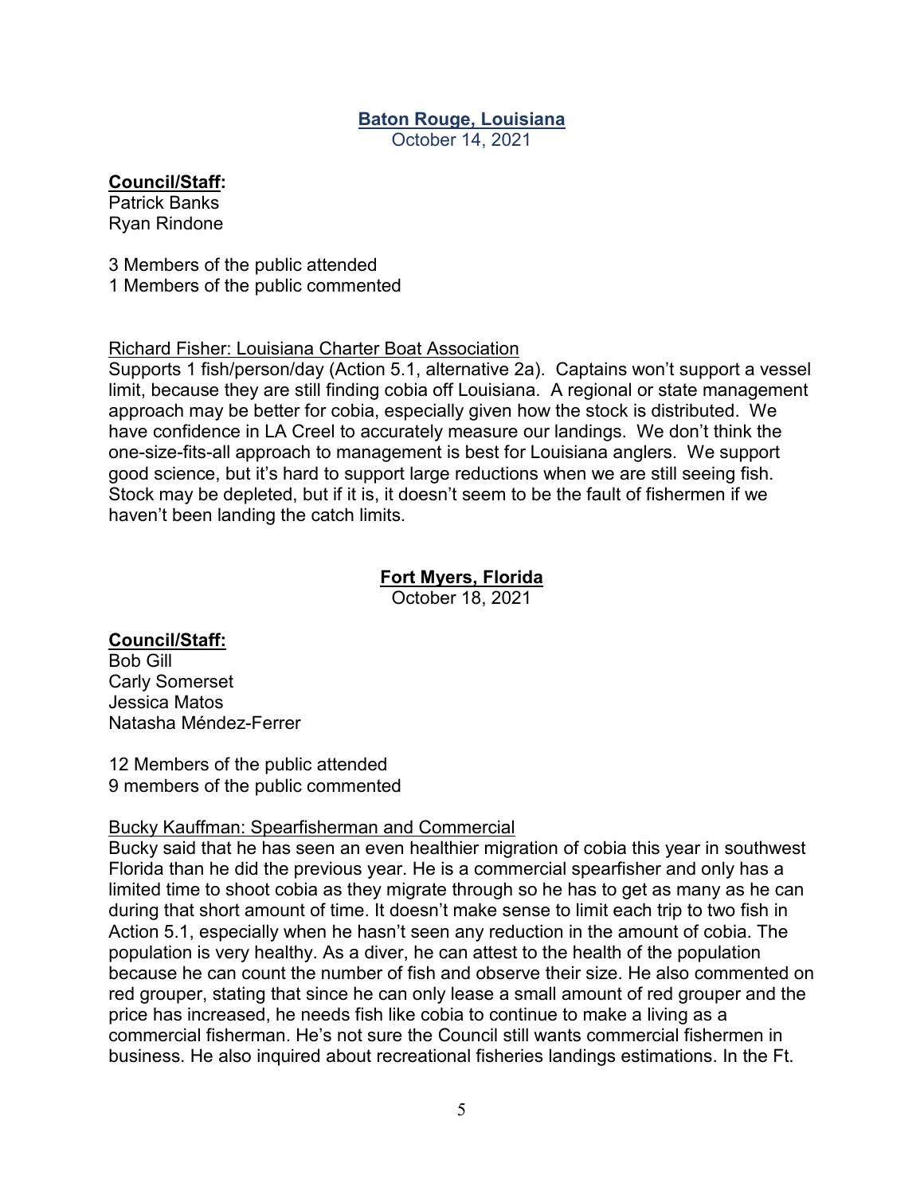## Baton Rouge, Louisiana

October 14, 2021

**Council/Staff:**
Patrick Banks
Ryan Rindone

3 Members of the public attended
1 Members of the public commented

Richard Fisher: Louisiana Charter Boat Association

Supports 1 fish/person/day (Action 5.1, alternative 2a). Captains won't support a vessel limit, because they are still finding cobia off Louisiana. A regional or state management approach may be better for cobia, especially given how the stock is distributed. We have confidence in LA Creel to accurately measure our landings. We don't think the one-size-fits-all approach to management is best for Louisiana anglers. We support good science, but it's hard to support large reductions when we are still seeing fish. Stock may be depleted, but if it is, it doesn't seem to be the fault of fishermen if we haven't been landing the catch limits.

## Fort Myers, Florida

October 18, 2021

**Council/Staff:**
Bob Gill
Carly Somerset
Jessica Matos
Natasha Méndez-Ferrer

12 Members of the public attended
9 members of the public commented

Bucky Kauffman: Spearfisherman and Commercial

Bucky said that he has seen an even healthier migration of cobia this year in southwest Florida than he did the previous year. He is a commercial spearfisher and only has a limited time to shoot cobia as they migrate through so he has to get as many as he can during that short amount of time. It doesn't make sense to limit each trip to two fish in Action 5.1, especially when he hasn't seen any reduction in the amount of cobia. The population is very healthy. As a diver, he can attest to the health of the population because he can count the number of fish and observe their size. He also commented on red grouper, stating that since he can only lease a small amount of red grouper and the price has increased, he needs fish like cobia to continue to make a living as a commercial fisherman. He's not sure the Council still wants commercial fishermen in business. He also inquired about recreational fisheries landings estimations. In the Ft.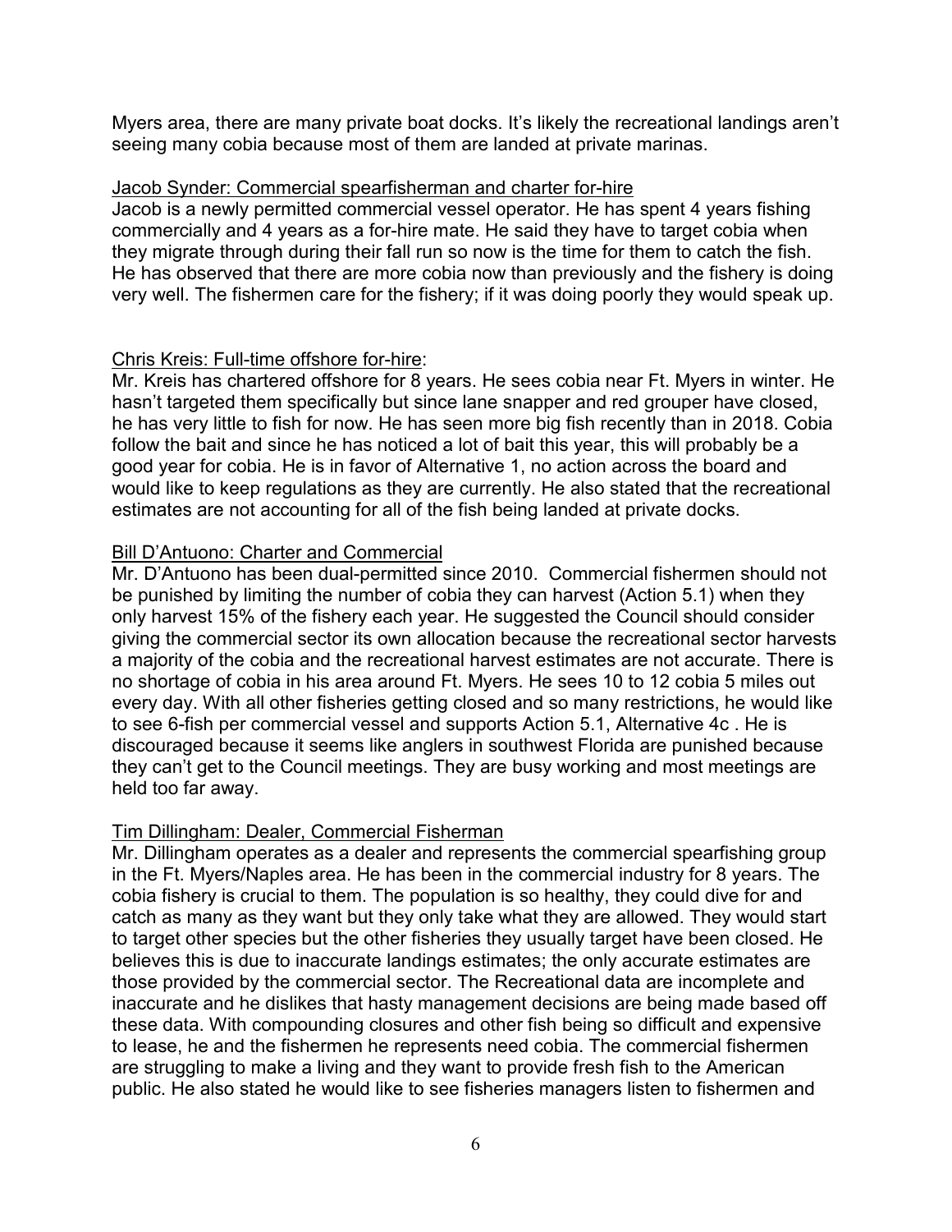Myers area, there are many private boat docks. It's likely the recreational landings aren't seeing many cobia because most of them are landed at private marinas.

<u>Jacob Synder: Commercial spearfisherman and charter for-hire</u>

Jacob is a newly permitted commercial vessel operator. He has spent 4 years fishing commercially and 4 years as a for-hire mate. He said they have to target cobia when they migrate through during their fall run so now is the time for them to catch the fish. He has observed that there are more cobia now than previously and the fishery is doing very well. The fishermen care for the fishery; if it was doing poorly they would speak up.

<u>Chris Kreis: Full-time offshore for-hire</u>:

Mr. Kreis has chartered offshore for 8 years. He sees cobia near Ft. Myers in winter. He hasn't targeted them specifically but since lane snapper and red grouper have closed, he has very little to fish for now. He has seen more big fish recently than in 2018. Cobia follow the bait and since he has noticed a lot of bait this year, this will probably be a good year for cobia. He is in favor of Alternative 1, no action across the board and would like to keep regulations as they are currently. He also stated that the recreational estimates are not accounting for all of the fish being landed at private docks.

<u>Bill D'Antuono: Charter and Commercial</u>

Mr. D'Antuono has been dual-permitted since 2010. Commercial fishermen should not be punished by limiting the number of cobia they can harvest (Action 5.1) when they only harvest 15% of the fishery each year. He suggested the Council should consider giving the commercial sector its own allocation because the recreational sector harvests a majority of the cobia and the recreational harvest estimates are not accurate. There is no shortage of cobia in his area around Ft. Myers. He sees 10 to 12 cobia 5 miles out every day. With all other fisheries getting closed and so many restrictions, he would like to see 6-fish per commercial vessel and supports Action 5.1, Alternative 4c . He is discouraged because it seems like anglers in southwest Florida are punished because they can't get to the Council meetings. They are busy working and most meetings are held too far away.

<u>Tim Dillingham: Dealer, Commercial Fisherman</u>

Mr. Dillingham operates as a dealer and represents the commercial spearfishing group in the Ft. Myers/Naples area. He has been in the commercial industry for 8 years. The cobia fishery is crucial to them. The population is so healthy, they could dive for and catch as many as they want but they only take what they are allowed. They would start to target other species but the other fisheries they usually target have been closed. He believes this is due to inaccurate landings estimates; the only accurate estimates are those provided by the commercial sector. The Recreational data are incomplete and inaccurate and he dislikes that hasty management decisions are being made based off these data. With compounding closures and other fish being so difficult and expensive to lease, he and the fishermen he represents need cobia. The commercial fishermen are struggling to make a living and they want to provide fresh fish to the American public. He also stated he would like to see fisheries managers listen to fishermen and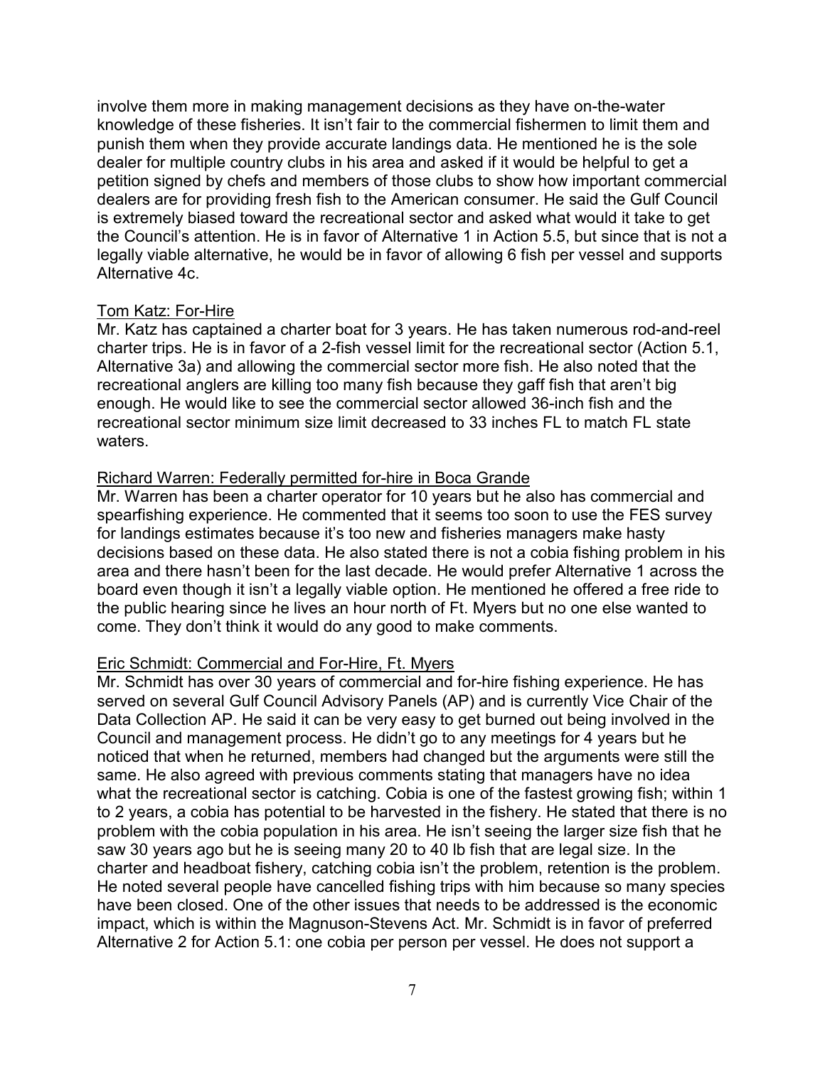involve them more in making management decisions as they have on-the-water knowledge of these fisheries. It isn't fair to the commercial fishermen to limit them and punish them when they provide accurate landings data. He mentioned he is the sole dealer for multiple country clubs in his area and asked if it would be helpful to get a petition signed by chefs and members of those clubs to show how important commercial dealers are for providing fresh fish to the American consumer. He said the Gulf Council is extremely biased toward the recreational sector and asked what would it take to get the Council's attention. He is in favor of Alternative 1 in Action 5.5, but since that is not a legally viable alternative, he would be in favor of allowing 6 fish per vessel and supports Alternative 4c.

<u>Tom Katz: For-Hire</u>

Mr. Katz has captained a charter boat for 3 years. He has taken numerous rod-and-reel charter trips. He is in favor of a 2-fish vessel limit for the recreational sector (Action 5.1, Alternative 3a) and allowing the commercial sector more fish. He also noted that the recreational anglers are killing too many fish because they gaff fish that aren't big enough. He would like to see the commercial sector allowed 36-inch fish and the recreational sector minimum size limit decreased to 33 inches FL to match FL state waters.

<u>Richard Warren: Federally permitted for-hire in Boca Grande</u>

Mr. Warren has been a charter operator for 10 years but he also has commercial and spearfishing experience. He commented that it seems too soon to use the FES survey for landings estimates because it's too new and fisheries managers make hasty decisions based on these data. He also stated there is not a cobia fishing problem in his area and there hasn't been for the last decade. He would prefer Alternative 1 across the board even though it isn't a legally viable option. He mentioned he offered a free ride to the public hearing since he lives an hour north of Ft. Myers but no one else wanted to come. They don't think it would do any good to make comments.

<u>Eric Schmidt: Commercial and For-Hire, Ft. Myers</u>

Mr. Schmidt has over 30 years of commercial and for-hire fishing experience. He has served on several Gulf Council Advisory Panels (AP) and is currently Vice Chair of the Data Collection AP. He said it can be very easy to get burned out being involved in the Council and management process. He didn't go to any meetings for 4 years but he noticed that when he returned, members had changed but the arguments were still the same. He also agreed with previous comments stating that managers have no idea what the recreational sector is catching. Cobia is one of the fastest growing fish; within 1 to 2 years, a cobia has potential to be harvested in the fishery. He stated that there is no problem with the cobia population in his area. He isn't seeing the larger size fish that he saw 30 years ago but he is seeing many 20 to 40 lb fish that are legal size. In the charter and headboat fishery, catching cobia isn't the problem, retention is the problem. He noted several people have cancelled fishing trips with him because so many species have been closed. One of the other issues that needs to be addressed is the economic impact, which is within the Magnuson-Stevens Act. Mr. Schmidt is in favor of preferred Alternative 2 for Action 5.1: one cobia per person per vessel. He does not support a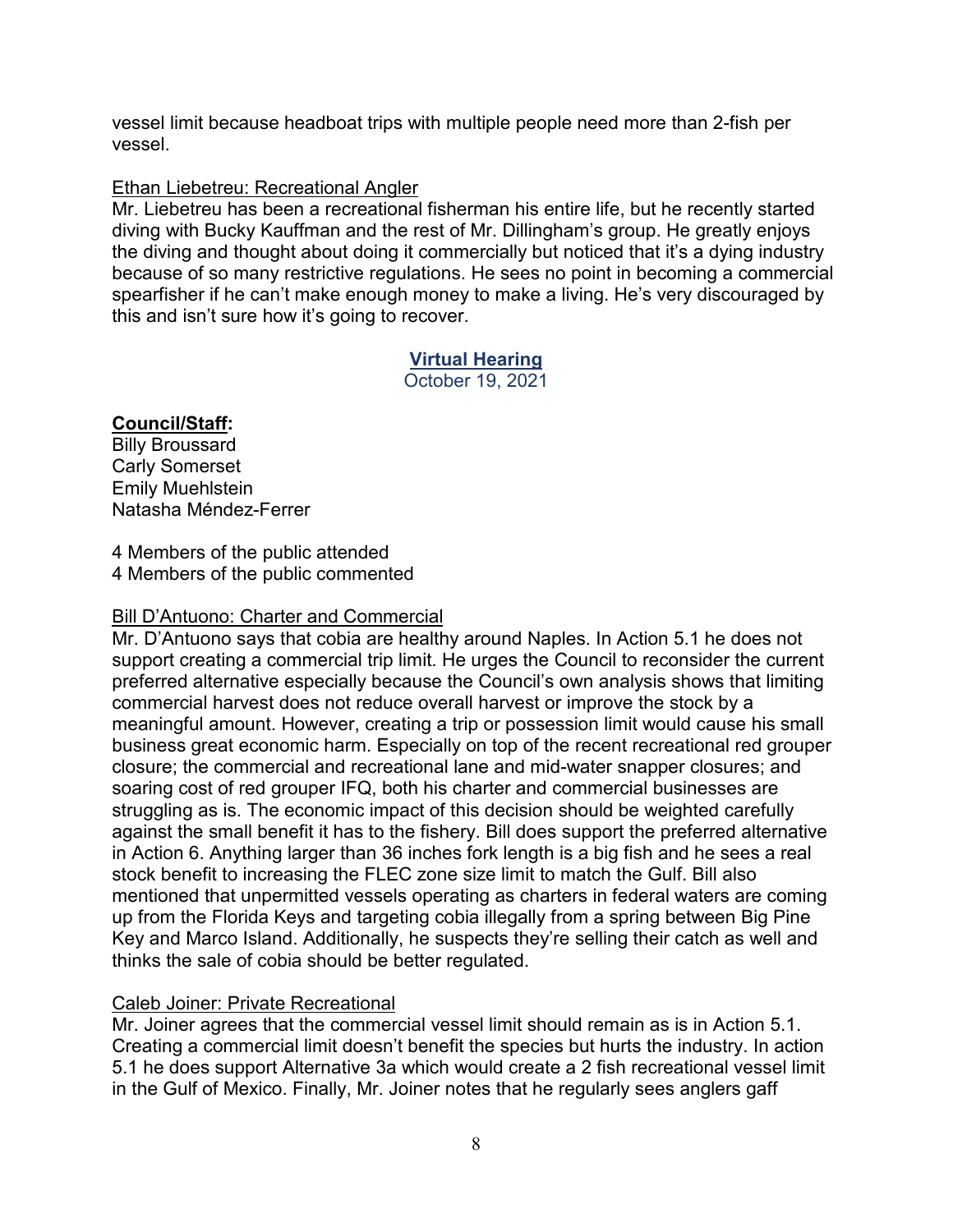vessel limit because headboat trips with multiple people need more than 2-fish per vessel.

Ethan Liebetreu: Recreational Angler

Mr. Liebetreu has been a recreational fisherman his entire life, but he recently started diving with Bucky Kauffman and the rest of Mr. Dillingham's group. He greatly enjoys the diving and thought about doing it commercially but noticed that it's a dying industry because of so many restrictive regulations. He sees no point in becoming a commercial spearfisher if he can't make enough money to make a living. He's very discouraged by this and isn't sure how it's going to recover.

## Virtual Hearing

October 19, 2021

**Council/Staff:**

Billy Broussard
Carly Somerset
Emily Muehlstein
Natasha Méndez-Ferrer

4 Members of the public attended
4 Members of the public commented

Bill D'Antuono: Charter and Commercial

Mr. D'Antuono says that cobia are healthy around Naples. In Action 5.1 he does not support creating a commercial trip limit. He urges the Council to reconsider the current preferred alternative especially because the Council's own analysis shows that limiting commercial harvest does not reduce overall harvest or improve the stock by a meaningful amount. However, creating a trip or possession limit would cause his small business great economic harm. Especially on top of the recent recreational red grouper closure; the commercial and recreational lane and mid-water snapper closures; and soaring cost of red grouper IFQ, both his charter and commercial businesses are struggling as is. The economic impact of this decision should be weighted carefully against the small benefit it has to the fishery. Bill does support the preferred alternative in Action 6. Anything larger than 36 inches fork length is a big fish and he sees a real stock benefit to increasing the FLEC zone size limit to match the Gulf. Bill also mentioned that unpermitted vessels operating as charters in federal waters are coming up from the Florida Keys and targeting cobia illegally from a spring between Big Pine Key and Marco Island. Additionally, he suspects they're selling their catch as well and thinks the sale of cobia should be better regulated.

Caleb Joiner: Private Recreational

Mr. Joiner agrees that the commercial vessel limit should remain as is in Action 5.1. Creating a commercial limit doesn't benefit the species but hurts the industry. In action 5.1 he does support Alternative 3a which would create a 2 fish recreational vessel limit in the Gulf of Mexico. Finally, Mr. Joiner notes that he regularly sees anglers gaff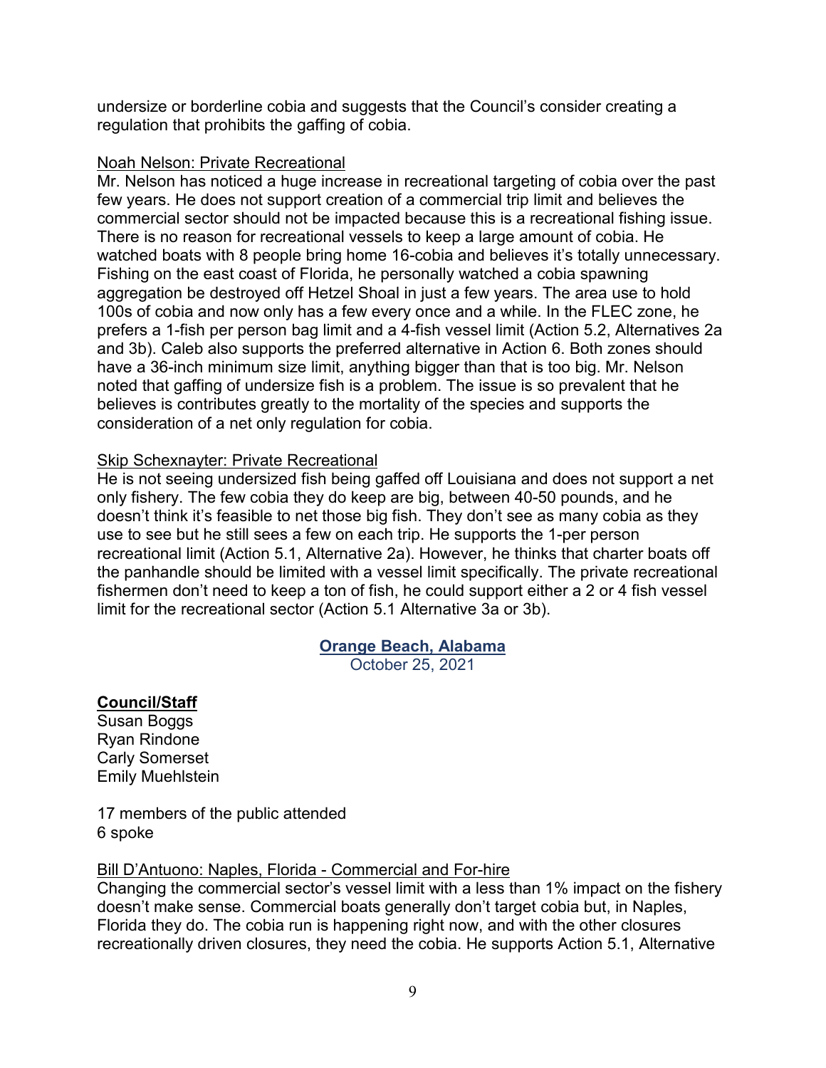undersize or borderline cobia and suggests that the Council's consider creating a regulation that prohibits the gaffing of cobia.

Noah Nelson: Private Recreational

Mr. Nelson has noticed a huge increase in recreational targeting of cobia over the past few years. He does not support creation of a commercial trip limit and believes the commercial sector should not be impacted because this is a recreational fishing issue. There is no reason for recreational vessels to keep a large amount of cobia. He watched boats with 8 people bring home 16-cobia and believes it's totally unnecessary. Fishing on the east coast of Florida, he personally watched a cobia spawning aggregation be destroyed off Hetzel Shoal in just a few years. The area use to hold 100s of cobia and now only has a few every once and a while. In the FLEC zone, he prefers a 1-fish per person bag limit and a 4-fish vessel limit (Action 5.2, Alternatives 2a and 3b). Caleb also supports the preferred alternative in Action 6. Both zones should have a 36-inch minimum size limit, anything bigger than that is too big. Mr. Nelson noted that gaffing of undersize fish is a problem. The issue is so prevalent that he believes is contributes greatly to the mortality of the species and supports the consideration of a net only regulation for cobia.

Skip Schexnayter: Private Recreational

He is not seeing undersized fish being gaffed off Louisiana and does not support a net only fishery. The few cobia they do keep are big, between 40-50 pounds, and he doesn't think it's feasible to net those big fish. They don't see as many cobia as they use to see but he still sees a few on each trip. He supports the 1-per person recreational limit (Action 5.1, Alternative 2a). However, he thinks that charter boats off the panhandle should be limited with a vessel limit specifically. The private recreational fishermen don't need to keep a ton of fish, he could support either a 2 or 4 fish vessel limit for the recreational sector (Action 5.1 Alternative 3a or 3b).

## Orange Beach, Alabama

October 25, 2021

**Council/Staff**

Susan Boggs
Ryan Rindone
Carly Somerset
Emily Muehlstein

17 members of the public attended
6 spoke

Bill D'Antuono: Naples, Florida - Commercial and For-hire

Changing the commercial sector's vessel limit with a less than 1% impact on the fishery doesn't make sense. Commercial boats generally don't target cobia but, in Naples, Florida they do. The cobia run is happening right now, and with the other closures recreationally driven closures, they need the cobia. He supports Action 5.1, Alternative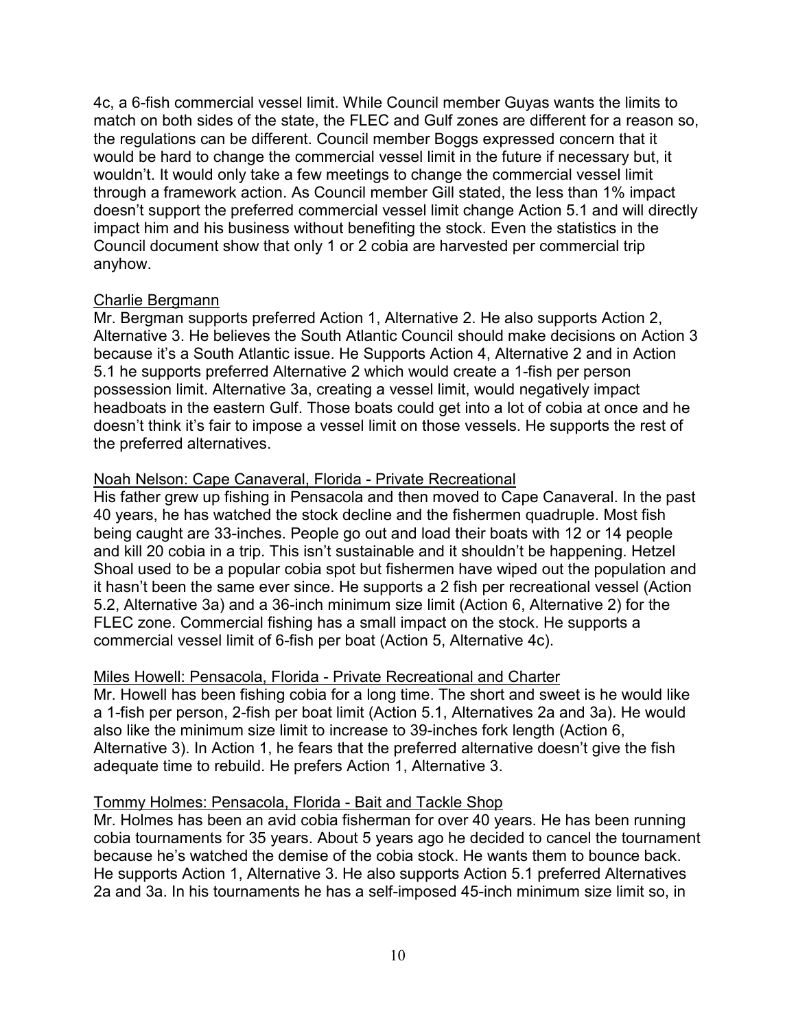4c, a 6-fish commercial vessel limit. While Council member Guyas wants the limits to match on both sides of the state, the FLEC and Gulf zones are different for a reason so, the regulations can be different. Council member Boggs expressed concern that it would be hard to change the commercial vessel limit in the future if necessary but, it wouldn't. It would only take a few meetings to change the commercial vessel limit through a framework action. As Council member Gill stated, the less than 1% impact doesn't support the preferred commercial vessel limit change Action 5.1 and will directly impact him and his business without benefiting the stock. Even the statistics in the Council document show that only 1 or 2 cobia are harvested per commercial trip anyhow.

<u>Charlie Bergmann</u>

Mr. Bergman supports preferred Action 1, Alternative 2. He also supports Action 2, Alternative 3. He believes the South Atlantic Council should make decisions on Action 3 because it's a South Atlantic issue. He Supports Action 4, Alternative 2 and in Action 5.1 he supports preferred Alternative 2 which would create a 1-fish per person possession limit. Alternative 3a, creating a vessel limit, would negatively impact headboats in the eastern Gulf. Those boats could get into a lot of cobia at once and he doesn't think it's fair to impose a vessel limit on those vessels. He supports the rest of the preferred alternatives.

<u>Noah Nelson: Cape Canaveral, Florida - Private Recreational</u>

His father grew up fishing in Pensacola and then moved to Cape Canaveral. In the past 40 years, he has watched the stock decline and the fishermen quadruple. Most fish being caught are 33-inches. People go out and load their boats with 12 or 14 people and kill 20 cobia in a trip. This isn't sustainable and it shouldn't be happening. Hetzel Shoal used to be a popular cobia spot but fishermen have wiped out the population and it hasn't been the same ever since. He supports a 2 fish per recreational vessel (Action 5.2, Alternative 3a) and a 36-inch minimum size limit (Action 6, Alternative 2) for the FLEC zone. Commercial fishing has a small impact on the stock. He supports a commercial vessel limit of 6-fish per boat (Action 5, Alternative 4c).

<u>Miles Howell: Pensacola, Florida - Private Recreational and Charter</u>

Mr. Howell has been fishing cobia for a long time. The short and sweet is he would like a 1-fish per person, 2-fish per boat limit (Action 5.1, Alternatives 2a and 3a). He would also like the minimum size limit to increase to 39-inches fork length (Action 6, Alternative 3). In Action 1, he fears that the preferred alternative doesn't give the fish adequate time to rebuild. He prefers Action 1, Alternative 3.

<u>Tommy Holmes: Pensacola, Florida - Bait and Tackle Shop</u>

Mr. Holmes has been an avid cobia fisherman for over 40 years. He has been running cobia tournaments for 35 years. About 5 years ago he decided to cancel the tournament because he's watched the demise of the cobia stock. He wants them to bounce back. He supports Action 1, Alternative 3. He also supports Action 5.1 preferred Alternatives 2a and 3a. In his tournaments he has a self-imposed 45-inch minimum size limit so, in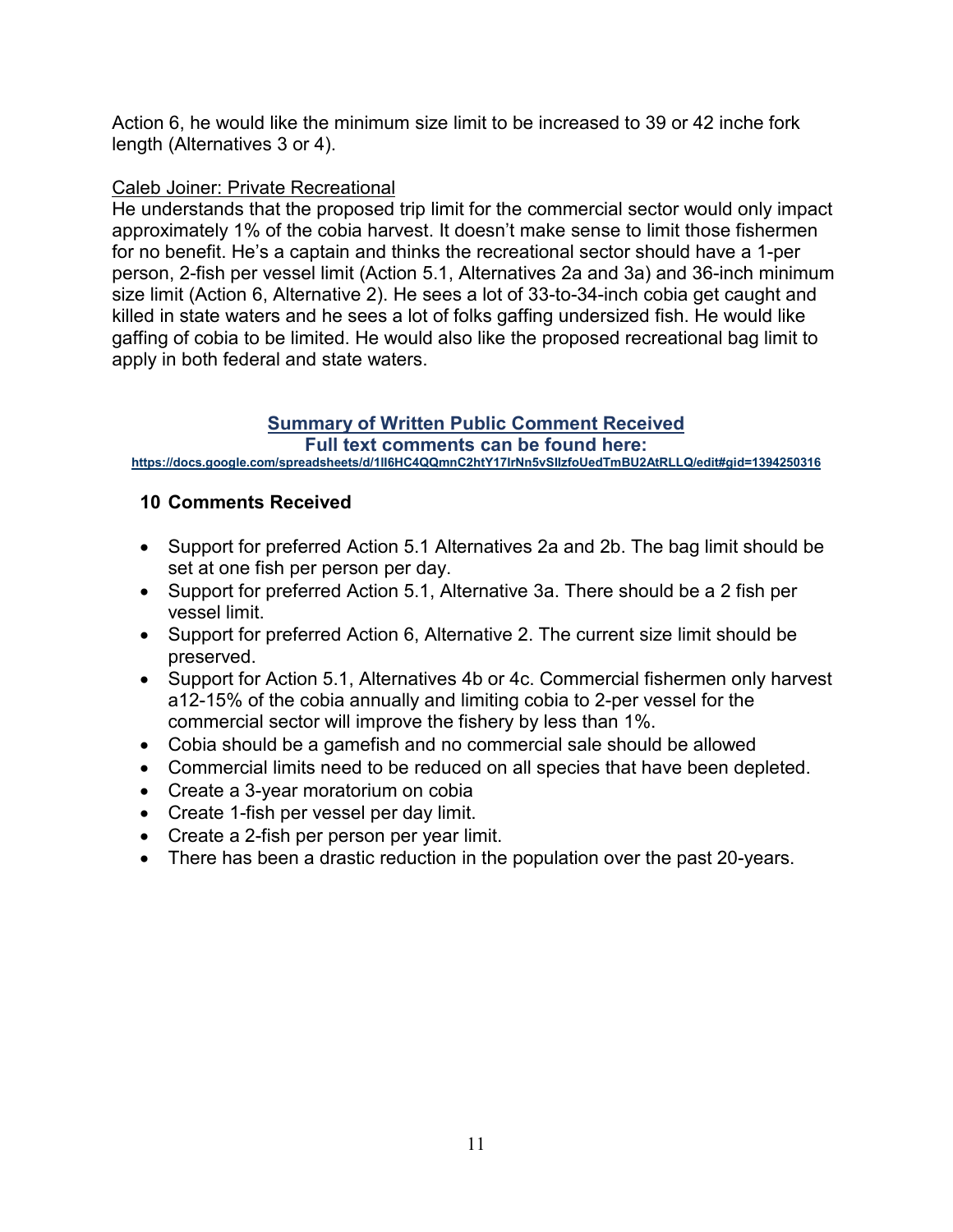Action 6, he would like the minimum size limit to be increased to 39 or 42 inche fork length (Alternatives 3 or 4).

Caleb Joiner: Private Recreational

He understands that the proposed trip limit for the commercial sector would only impact approximately 1% of the cobia harvest. It doesn't make sense to limit those fishermen for no benefit. He's a captain and thinks the recreational sector should have a 1-per person, 2-fish per vessel limit (Action 5.1, Alternatives 2a and 3a) and 36-inch minimum size limit (Action 6, Alternative 2). He sees a lot of 33-to-34-inch cobia get caught and killed in state waters and he sees a lot of folks gaffing undersized fish. He would like gaffing of cobia to be limited. He would also like the proposed recreational bag limit to apply in both federal and state waters.

## Summary of Written Public Comment Received

**Full text comments can be found here:**

https://docs.google.com/spreadsheets/d/1Il6HC4QQmnC2htY17IrNn5vSIlzfoUedTmBU2AtRLLQ/edit#gid=1394250316

### 10 Comments Received

- Support for preferred Action 5.1 Alternatives 2a and 2b. The bag limit should be set at one fish per person per day.
- Support for preferred Action 5.1, Alternative 3a. There should be a 2 fish per vessel limit.
- Support for preferred Action 6, Alternative 2. The current size limit should be preserved.
- Support for Action 5.1, Alternatives 4b or 4c. Commercial fishermen only harvest a12-15% of the cobia annually and limiting cobia to 2-per vessel for the commercial sector will improve the fishery by less than 1%.
- Cobia should be a gamefish and no commercial sale should be allowed
- Commercial limits need to be reduced on all species that have been depleted.
- Create a 3-year moratorium on cobia
- Create 1-fish per vessel per day limit.
- Create a 2-fish per person per year limit.
- There has been a drastic reduction in the population over the past 20-years.